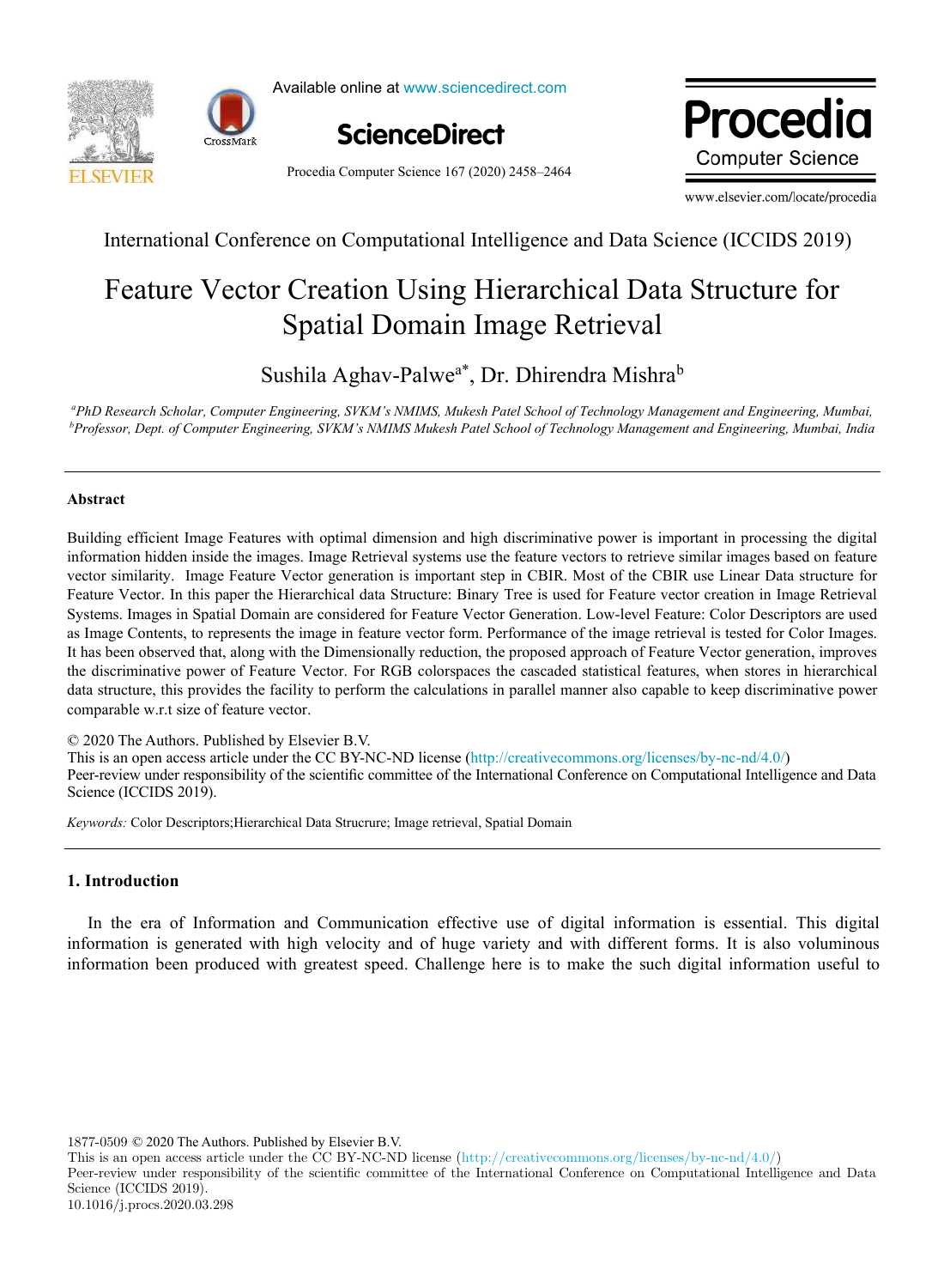Available online at www.sciencedirect.com

ScienceDirect

Procedia Computer Science 167 (2020) 2458–2464

www.elsevier.com/locate/procedia

International Conference on Computational Intelligence and Data Science (ICCIDS 2019)

# Feature Vector Creation Using Hierarchical Data Structure for Spatial Domain Image Retrieval

Sushila Aghav-Palwe[a*], Dr. Dhirendra Mishra[b]

[a]*PhD Research Scholar, Computer Engineering, SVKM's NMIMS, Mukesh Patel School of Technology Management and Engineering, Mumbai,*
[b]*Professor, Dept. of Computer Engineering, SVKM's NMIMS Mukesh Patel School of Technology Management and Engineering, Mumbai, India*

## Abstract

Building efficient Image Features with optimal dimension and high discriminative power is important in processing the digital information hidden inside the images. Image Retrieval systems use the feature vectors to retrieve similar images based on feature vector similarity. Image Feature Vector generation is important step in CBIR. Most of the CBIR use Linear Data structure for Feature Vector. In this paper the Hierarchical data Structure: Binary Tree is used for Feature vector creation in Image Retrieval Systems. Images in Spatial Domain are considered for Feature Vector Generation. Low-level Feature: Color Descriptors are used as Image Contents, to represents the image in feature vector form. Performance of the image retrieval is tested for Color Images. It has been observed that, along with the Dimensionally reduction, the proposed approach of Feature Vector generation, improves the discriminative power of Feature Vector. For RGB colorspaces the cascaded statistical features, when stores in hierarchical data structure, this provides the facility to perform the calculations in parallel manner also capable to keep discriminative power comparable w.r.t size of feature vector.

© 2020 The Authors. Published by Elsevier B.V.
This is an open access article under the CC BY-NC-ND license (http://creativecommons.org/licenses/by-nc-nd/4.0/)
Peer-review under responsibility of the scientific committee of the International Conference on Computational Intelligence and Data Science (ICCIDS 2019).

*Keywords:* Color Descriptors;Hierarchical Data Strucrure; Image retrieval, Spatial Domain

## 1. Introduction

In the era of Information and Communication effective use of digital information is essential. This digital information is generated with high velocity and of huge variety and with different forms. It is also voluminous information been produced with greatest speed. Challenge here is to make the such digital information useful to

1877-0509 © 2020 The Authors. Published by Elsevier B.V.
This is an open access article under the CC BY-NC-ND license (http://creativecommons.org/licenses/by-nc-nd/4.0/)
Peer-review under responsibility of the scientific committee of the International Conference on Computational Intelligence and Data Science (ICCIDS 2019).
10.1016/j.procs.2020.03.298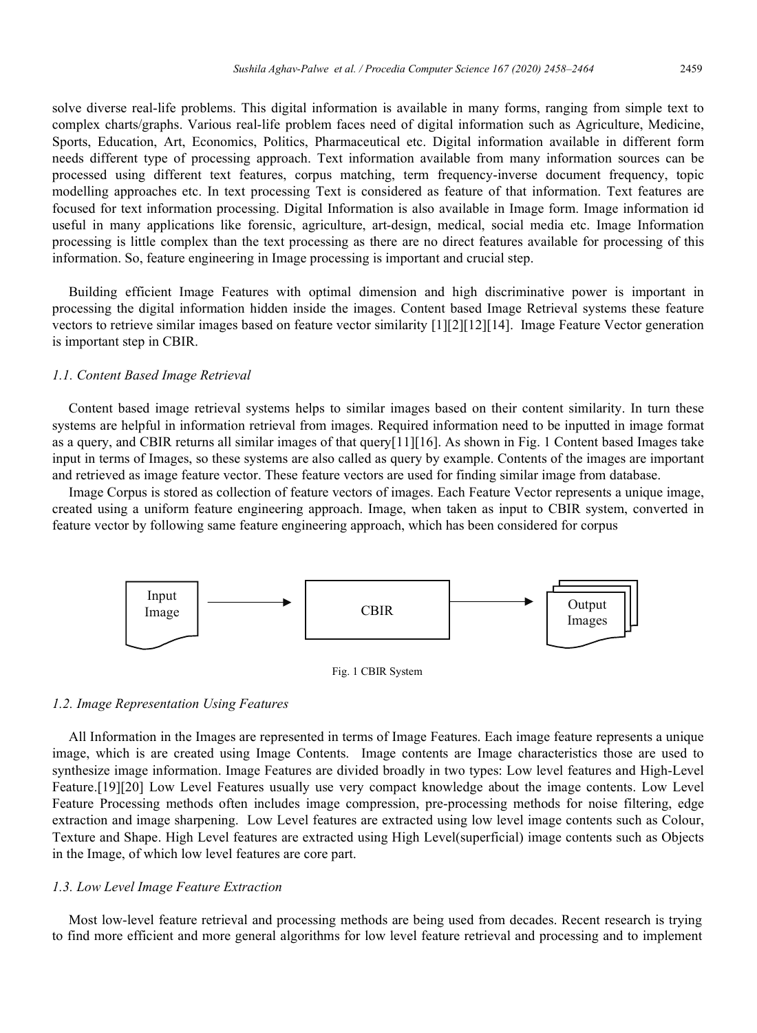solve diverse real-life problems. This digital information is available in many forms, ranging from simple text to complex charts/graphs. Various real-life problem faces need of digital information such as Agriculture, Medicine, Sports, Education, Art, Economics, Politics, Pharmaceutical etc. Digital information available in different form needs different type of processing approach. Text information available from many information sources can be processed using different text features, corpus matching, term frequency-inverse document frequency, topic modelling approaches etc. In text processing Text is considered as feature of that information. Text features are focused for text information processing. Digital Information is also available in Image form. Image information id useful in many applications like forensic, agriculture, art-design, medical, social media etc. Image Information processing is little complex than the text processing as there are no direct features available for processing of this information. So, feature engineering in Image processing is important and crucial step.

Building efficient Image Features with optimal dimension and high discriminative power is important in processing the digital information hidden inside the images. Content based Image Retrieval systems these feature vectors to retrieve similar images based on feature vector similarity [1][2][12][14]. Image Feature Vector generation is important step in CBIR.

### *1.1. Content Based Image Retrieval*

Content based image retrieval systems helps to similar images based on their content similarity. In turn these systems are helpful in information retrieval from images. Required information need to be inputted in image format as a query, and CBIR returns all similar images of that query[11][16]. As shown in Fig. 1 Content based Images take input in terms of Images, so these systems are also called as query by example. Contents of the images are important and retrieved as image feature vector. These feature vectors are used for finding similar image from database.

Image Corpus is stored as collection of feature vectors of images. Each Feature Vector represents a unique image, created using a uniform feature engineering approach. Image, when taken as input to CBIR system, converted in feature vector by following same feature engineering approach, which has been considered for corpus

Input Image

CBIR

Output Images

Fig. 1 CBIR System

### *1.2. Image Representation Using Features*

All Information in the Images are represented in terms of Image Features. Each image feature represents a unique image, which is are created using Image Contents. Image contents are Image characteristics those are used to synthesize image information. Image Features are divided broadly in two types: Low level features and High-Level Feature.[19][20] Low Level Features usually use very compact knowledge about the image contents. Low Level Feature Processing methods often includes image compression, pre-processing methods for noise filtering, edge extraction and image sharpening. Low Level features are extracted using low level image contents such as Colour, Texture and Shape. High Level features are extracted using High Level(superficial) image contents such as Objects in the Image, of which low level features are core part.

### *1.3. Low Level Image Feature Extraction*

Most low-level feature retrieval and processing methods are being used from decades. Recent research is trying to find more efficient and more general algorithms for low level feature retrieval and processing and to implement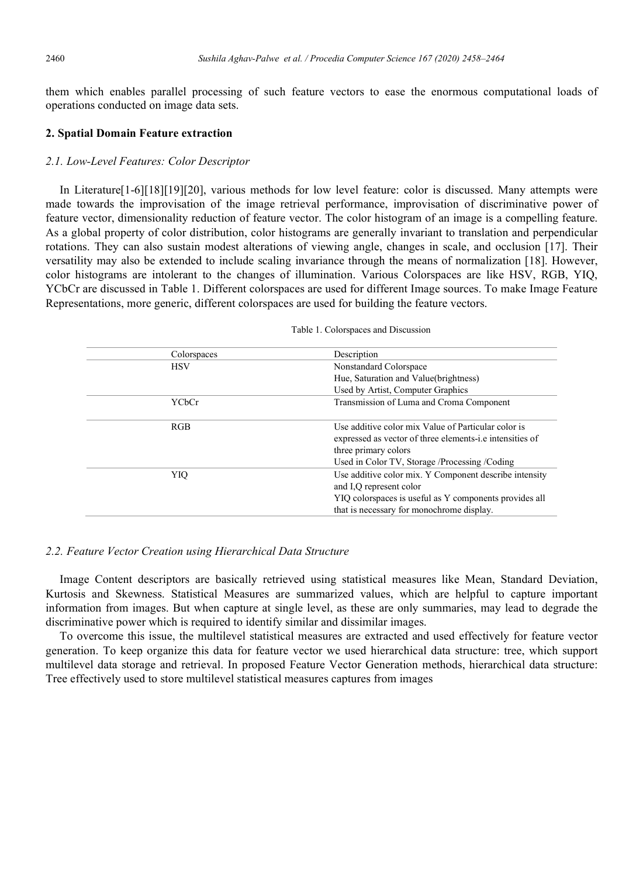them which enables parallel processing of such feature vectors to ease the enormous computational loads of operations conducted on image data sets.

## 2. Spatial Domain Feature extraction

### *2.1. Low-Level Features: Color Descriptor*

In Literature[1-6][18][19][20], various methods for low level feature: color is discussed. Many attempts were made towards the improvisation of the image retrieval performance, improvisation of discriminative power of feature vector, dimensionality reduction of feature vector. The color histogram of an image is a compelling feature. As a global property of color distribution, color histograms are generally invariant to translation and perpendicular rotations. They can also sustain modest alterations of viewing angle, changes in scale, and occlusion [17]. Their versatility may also be extended to include scaling invariance through the means of normalization [18]. However, color histograms are intolerant to the changes of illumination. Various Colorspaces are like HSV, RGB, YIQ, YCbCr are discussed in Table 1. Different colorspaces are used for different Image sources. To make Image Feature Representations, more generic, different colorspaces are used for building the feature vectors.

Table 1. Colorspaces and Discussion

| Colorspaces | Description |
|---|---|
| HSV | Nonstandard Colorspace<br>Hue, Saturation and Value(brightness)<br>Used by Artist, Computer Graphics |
| YCbCr | Transmission of Luma and Croma Component |
| RGB | Use additive color mix Value of Particular color is expressed as vector of three elements-i.e intensities of three primary colors<br>Used in Color TV, Storage /Processing /Coding |
| YIQ | Use additive color mix. Y Component describe intensity and I,Q represent color<br>YIQ colorspaces is useful as Y components provides all that is necessary for monochrome display. |

### *2.2. Feature Vector Creation using Hierarchical Data Structure*

Image Content descriptors are basically retrieved using statistical measures like Mean, Standard Deviation, Kurtosis and Skewness. Statistical Measures are summarized values, which are helpful to capture important information from images. But when capture at single level, as these are only summaries, may lead to degrade the discriminative power which is required to identify similar and dissimilar images.

To overcome this issue, the multilevel statistical measures are extracted and used effectively for feature vector generation. To keep organize this data for feature vector we used hierarchical data structure: tree, which support multilevel data storage and retrieval. In proposed Feature Vector Generation methods, hierarchical data structure: Tree effectively used to store multilevel statistical measures captures from images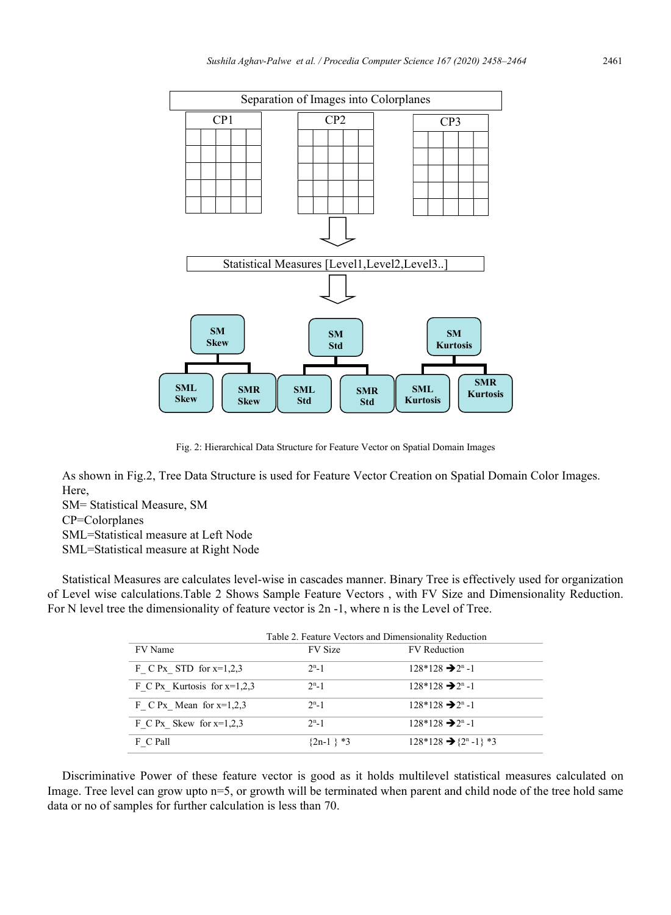Separation of Images into Colorplanes

CP1 CP2 CP3

Statistical Measures [Level1,Level2,Level3..]

SM Skew — SML Skew, SMR Skew

SM Std — SML Std, SMR Std

SM Kurtosis — SML Kurtosis, SMR Kurtosis

Fig. 2: Hierarchical Data Structure for Feature Vector on Spatial Domain Images

As shown in Fig.2, Tree Data Structure is used for Feature Vector Creation on Spatial Domain Color Images. Here,

SM= Statistical Measure, SM
CP=Colorplanes
SML=Statistical measure at Left Node
SML=Statistical measure at Right Node

Statistical Measures are calculates level-wise in cascades manner. Binary Tree is effectively used for organization of Level wise calculations.Table 2 Shows Sample Feature Vectors , with FV Size and Dimensionality Reduction. For N level tree the dimensionality of feature vector is 2n -1, where n is the Level of Tree.

Table 2. Feature Vectors and Dimensionality Reduction

| FV Name | FV Size | FV Reduction |
|---|---|---|
| F_ C Px_ STD for x=1,2,3 | $2^n$-1 | 128*128 → $2^n$ -1 |
| F_C Px_ Kurtosis for x=1,2,3 | $2^n$-1 | 128*128 → $2^n$ -1 |
| F_ C Px_ Mean for x=1,2,3 | $2^n$-1 | 128*128 → $2^n$ -1 |
| F_C Px_ Skew for x=1,2,3 | $2^n$-1 | 128*128 → $2^n$ -1 |
| F_C Pall | {2n-1 } *3 | 128*128 → {$2^n$ -1} *3 |

Discriminative Power of these feature vector is good as it holds multilevel statistical measures calculated on Image. Tree level can grow upto n=5, or growth will be terminated when parent and child node of the tree hold same data or no of samples for further calculation is less than 70.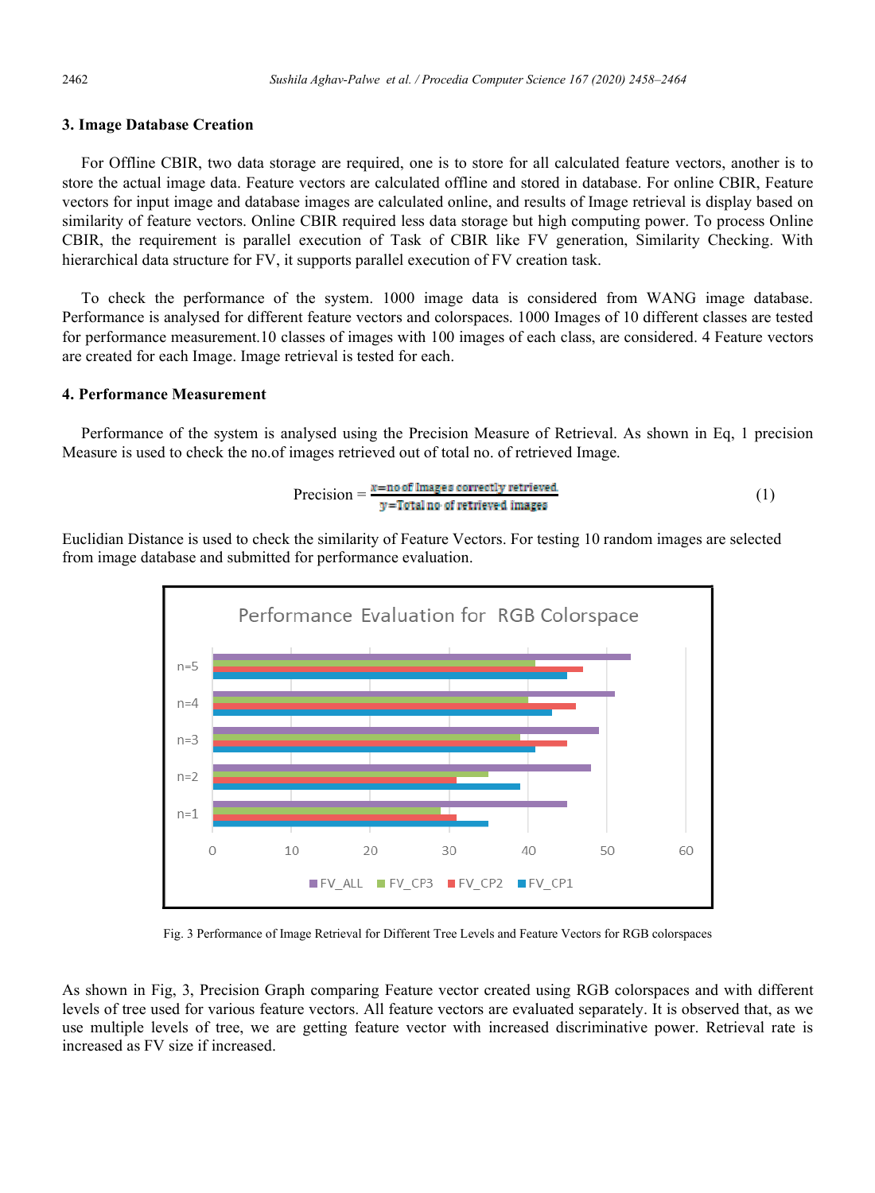## 3. Image Database Creation

For Offline CBIR, two data storage are required, one is to store for all calculated feature vectors, another is to store the actual image data. Feature vectors are calculated offline and stored in database. For online CBIR, Feature vectors for input image and database images are calculated online, and results of Image retrieval is display based on similarity of feature vectors. Online CBIR required less data storage but high computing power. To process Online CBIR, the requirement is parallel execution of Task of CBIR like FV generation, Similarity Checking. With hierarchical data structure for FV, it supports parallel execution of FV creation task.

To check the performance of the system. 1000 image data is considered from WANG image database. Performance is analysed for different feature vectors and colorspaces. 1000 Images of 10 different classes are tested for performance measurement.10 classes of images with 100 images of each class, are considered. 4 Feature vectors are created for each Image. Image retrieval is tested for each.

## 4. Performance Measurement

Performance of the system is analysed using the Precision Measure of Retrieval. As shown in Eq, 1 precision Measure is used to check the no.of images retrieved out of total no. of retrieved Image.

$$\text{Precision} = \frac{x = \text{no of Images correctly retrieved}}{y = \text{Total no of retrieved images}} \quad (1)$$

Euclidian Distance is used to check the similarity of Feature Vectors. For testing 10 random images are selected from image database and submitted for performance evaluation.

Fig. 3 Performance of Image Retrieval for Different Tree Levels and Feature Vectors for RGB colorspaces

As shown in Fig, 3, Precision Graph comparing Feature vector created using RGB colorspaces and with different levels of tree used for various feature vectors. All feature vectors are evaluated separately. It is observed that, as we use multiple levels of tree, we are getting feature vector with increased discriminative power. Retrieval rate is increased as FV size if increased.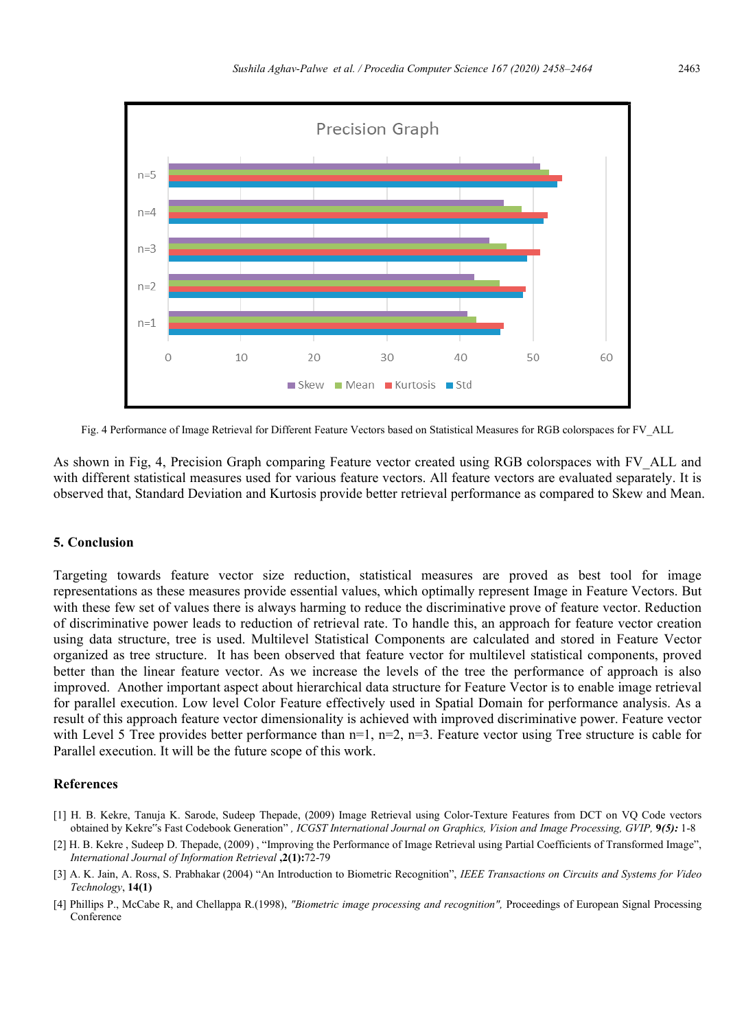Fig. 4 Performance of Image Retrieval for Different Feature Vectors based on Statistical Measures for RGB colorspaces for FV_ALL

As shown in Fig, 4, Precision Graph comparing Feature vector created using RGB colorspaces with FV_ALL and with different statistical measures used for various feature vectors. All feature vectors are evaluated separately. It is observed that, Standard Deviation and Kurtosis provide better retrieval performance as compared to Skew and Mean.

## 5. Conclusion

Targeting towards feature vector size reduction, statistical measures are proved as best tool for image representations as these measures provide essential values, which optimally represent Image in Feature Vectors. But with these few set of values there is always harming to reduce the discriminative prove of feature vector. Reduction of discriminative power leads to reduction of retrieval rate. To handle this, an approach for feature vector creation using data structure, tree is used. Multilevel Statistical Components are calculated and stored in Feature Vector organized as tree structure. It has been observed that feature vector for multilevel statistical components, proved better than the linear feature vector. As we increase the levels of the tree the performance of approach is also improved. Another important aspect about hierarchical data structure for Feature Vector is to enable image retrieval for parallel execution. Low level Color Feature effectively used in Spatial Domain for performance analysis. As a result of this approach feature vector dimensionality is achieved with improved discriminative power. Feature vector with Level 5 Tree provides better performance than n=1, n=2, n=3. Feature vector using Tree structure is cable for Parallel execution. It will be the future scope of this work.

## References

[1] H. B. Kekre, Tanuja K. Sarode, Sudeep Thepade, (2009) Image Retrieval using Color-Texture Features from DCT on VQ Code vectors obtained by Kekre"s Fast Codebook Generation" *, ICGST International Journal on Graphics, Vision and Image Processing, GVIP,* **9*(5):*** 1-8

[2] H. B. Kekre , Sudeep D. Thepade, (2009) , "Improving the Performance of Image Retrieval using Partial Coefficients of Transformed Image", *International Journal of Information Retrieval* **,2(1):**72-79

[3] A. K. Jain, A. Ross, S. Prabhakar (2004) "An Introduction to Biometric Recognition", *IEEE Transactions on Circuits and Systems for Video Technology*, **14(1)**

[4] Phillips P., McCabe R, and Chellappa R.(1998), *"Biometric image processing and recognition",* Proceedings of European Signal Processing Conference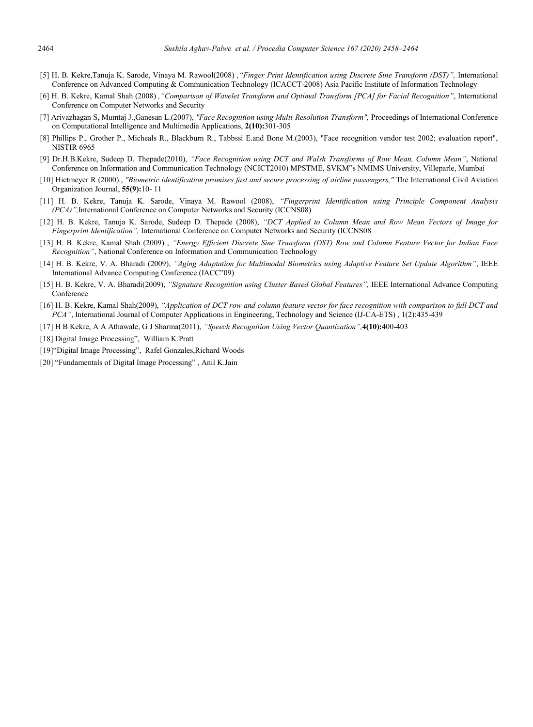[5] H. B. Kekre,Tanuja K. Sarode, Vinaya M. Rawool(2008) *,"Finger Print Identification using Discrete Sine Transform (DST)",* International Conference on Advanced Computing & Communication Technology (ICACCT-2008) Asia Pacific Institute of Information Technology

[6] H. B. Kekre, Kamal Shah (2008) *,"Comparison of Wavelet Transform and Optimal Transform [PCA] for Facial Recognition"*, International Conference on Computer Networks and Security

[7] Arivazhagan S, Mumtaj J.,Ganesan L.(2007), *"Face Recognition using Multi-Resolution Transform",* Proceedings of International Conference on Computational Intelligence and Multimedia Applications, **2(10):**301-305

[8] Phillips P., Grother P., Micheals R., Blackburn R., Tabbssi E.and Bone M.(2003), "Face recognition vendor test 2002; evaluation report", NISTIR 6965

[9] Dr.H.B.Kekre, Sudeep D. Thepade(2010), *"Face Recognition using DCT and Walsh Transforms of Row Mean, Column Mean"*, National Conference on Information and Communication Technology (NCICT2010) MPSTME, SVKM"s NMIMS University, Villeparle, Mumbai

[10] Hietmeyer R (2000)., *"Biometric identification promises fast and secure processing of airline passengers,"* The International Civil Aviation Organization Journal, **55(9):**10- 11

[11] H. B. Kekre, Tanuja K. Sarode, Vinaya M. Rawool (2008), *"Fingerprint Identification using Principle Component Analysis (PCA)",*International Conference on Computer Networks and Security (ICCNS08)

[12] H. B. Kekre, Tanuja K. Sarode, Sudeep D. Thepade (2008), *"DCT Applied to Column Mean and Row Mean Vectors of Image for Fingerprint Identification",* International Conference on Computer Networks and Security (ICCNS08

[13] H. B. Kekre, Kamal Shah (2009) , *"Energy Efficient Discrete Sine Transform (DST) Row and Column Feature Vector for Indian Face Recognition"*, National Conference on Information and Communication Technology

[14] H. B. Kekre, V. A. Bharadi (2009), *"Aging Adaptation for Multimodal Biometrics using Adaptive Feature Set Update Algorithm"*, IEEE International Advance Computing Conference (IACC"09)

[15] H. B. Kekre, V. A. Bharadi(2009), *"Signature Recognition using Cluster Based Global Features",* IEEE International Advance Computing Conference

[16] H. B. Kekre, Kamal Shah(2009), *"Application of DCT row and column feature vector for face recognition with comparison to full DCT and PCA"*, International Journal of Computer Applications in Engineering, Technology and Science (IJ-CA-ETS) , 1(2):435-439

[17] H B Kekre, A A Athawale, G J Sharma(2011), *"Speech Recognition Using Vector Quantization",***4(10):**400-403

[18] Digital Image Processing", William K.Pratt

[19]"Digital Image Processing", Rafel Gonzales,Richard Woods

[20] "Fundamentals of Digital Image Processing" , Anil K.Jain